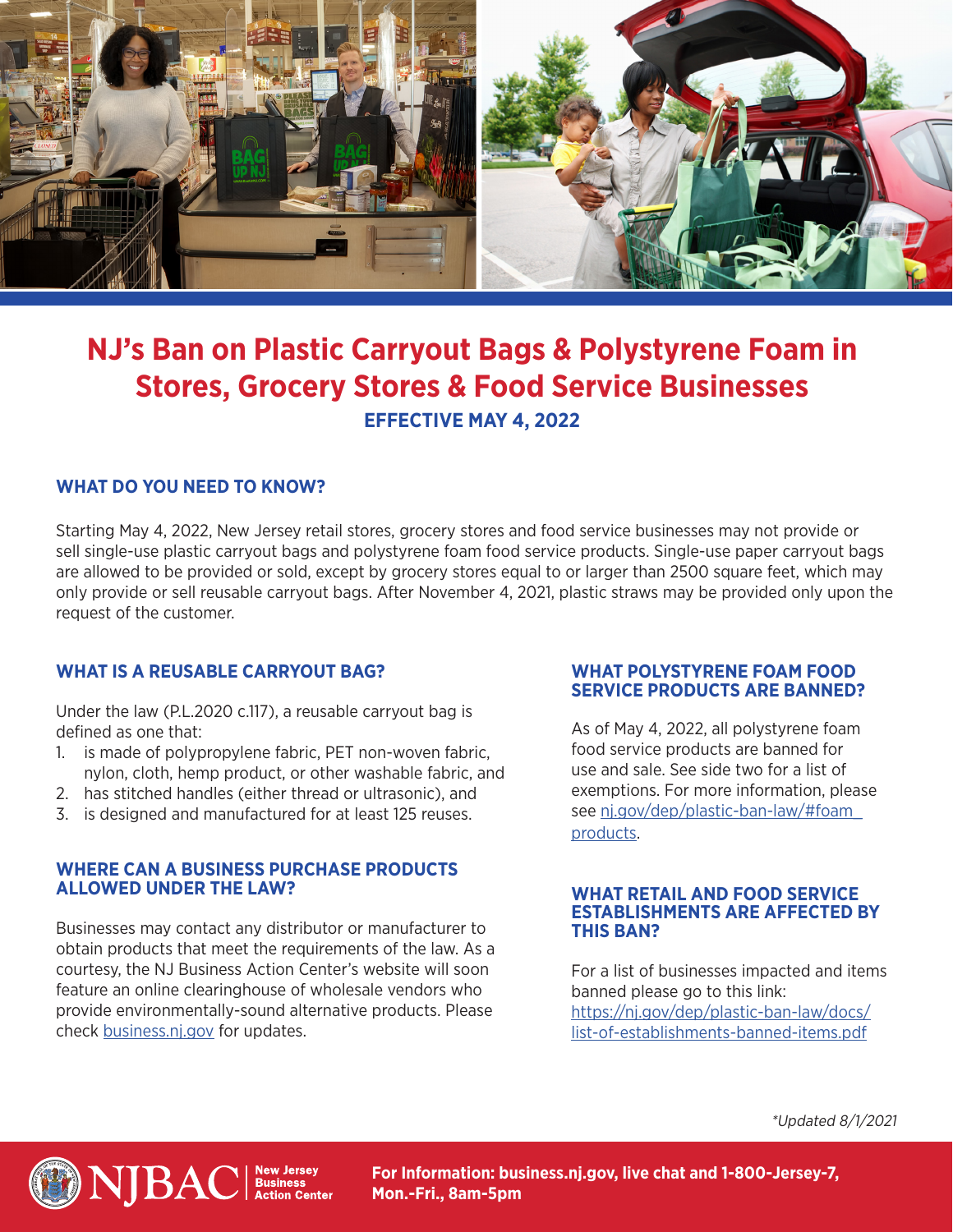# NJ's Ban on Plastic Carryout Bags & Polystyrene Foam in Stores, Grocery Stores & Food Service Businesses

**EFFECTIVE MAY 4, 2022**

## WHAT DO YOU NEED TO KNOW?

Starting May 4, 2022, New Jersey retail stores, grocery stores and food service businesses may not provide or sell single-use plastic carryout bags and polystyrene foam food service products. Single-use paper carryout bags are allowed to be provided or sold, except by grocery stores equal to or larger than 2500 square feet, which may only provide or sell reusable carryout bags. After November 4, 2021, plastic straws may be provided only upon the request of the customer.

## WHAT IS A REUSABLE CARRYOUT BAG?

Under the law (P.L.2020 c.117), a reusable carryout bag is defined as one that:

1. is made of polypropylene fabric, PET non-woven fabric, nylon, cloth, hemp product, or other washable fabric, and
2. has stitched handles (either thread or ultrasonic), and
3. is designed and manufactured for at least 125 reuses.

## WHERE CAN A BUSINESS PURCHASE PRODUCTS ALLOWED UNDER THE LAW?

Businesses may contact any distributor or manufacturer to obtain products that meet the requirements of the law. As a courtesy, the NJ Business Action Center's website will soon feature an online clearinghouse of wholesale vendors who provide environmentally-sound alternative products. Please check [business.nj.gov](business.nj.gov) for updates.

## WHAT POLYSTYRENE FOAM FOOD SERVICE PRODUCTS ARE BANNED?

As of May 4, 2022, all polystyrene foam food service products are banned for use and sale. See side two for a list of exemptions. For more information, please see [nj.gov/dep/plastic-ban-law/#foam_products](nj.gov/dep/plastic-ban-law/#foam_products).

## WHAT RETAIL AND FOOD SERVICE ESTABLISHMENTS ARE AFFECTED BY THIS BAN?

For a list of businesses impacted and items banned please go to this link: [https://nj.gov/dep/plastic-ban-law/docs/list-of-establishments-banned-items.pdf](https://nj.gov/dep/plastic-ban-law/docs/list-of-establishments-banned-items.pdf)

*\*Updated 8/1/2021*

NJBAC | New Jersey Business Action Center

**For Information: business.nj.gov, live chat and 1-800-Jersey-7, Mon.-Fri., 8am-5pm**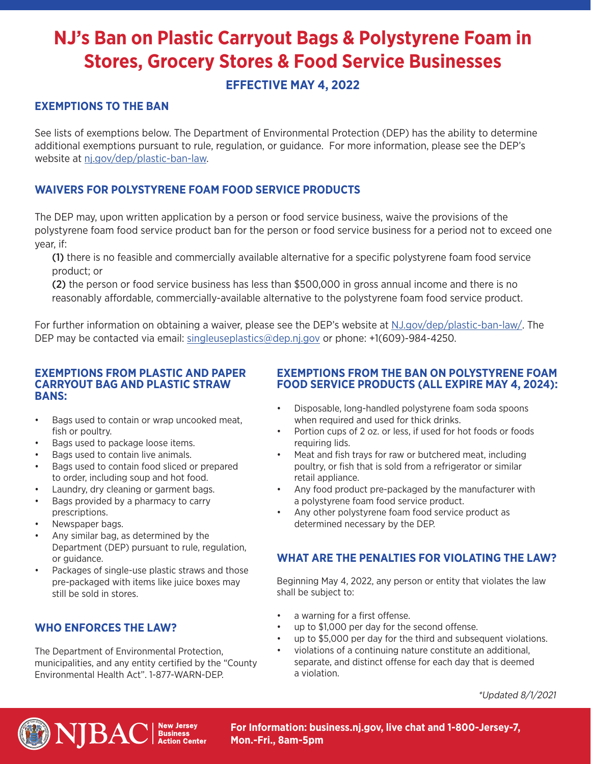# NJ's Ban on Plastic Carryout Bags & Polystyrene Foam in Stores, Grocery Stores & Food Service Businesses

### EFFECTIVE MAY 4, 2022

## EXEMPTIONS TO THE BAN

See lists of exemptions below. The Department of Environmental Protection (DEP) has the ability to determine additional exemptions pursuant to rule, regulation, or guidance. For more information, please see the DEP's website at nj.gov/dep/plastic-ban-law.

## WAIVERS FOR POLYSTYRENE FOAM FOOD SERVICE PRODUCTS

The DEP may, upon written application by a person or food service business, waive the provisions of the polystyrene foam food service product ban for the person or food service business for a period not to exceed one year, if:

**(1)** there is no feasible and commercially available alternative for a specific polystyrene foam food service product; or

**(2)** the person or food service business has less than $500,000 in gross annual income and there is no reasonably affordable, commercially-available alternative to the polystyrene foam food service product.

For further information on obtaining a waiver, please see the DEP's website at NJ.gov/dep/plastic-ban-law/. The DEP may be contacted via email: singleuseplastics@dep.nj.gov or phone: +1(609)-984-4250.

## EXEMPTIONS FROM PLASTIC AND PAPER CARRYOUT BAG AND PLASTIC STRAW BANS:

- Bags used to contain or wrap uncooked meat, fish or poultry.
- Bags used to package loose items.
- Bags used to contain live animals.
- Bags used to contain food sliced or prepared to order, including soup and hot food.
- Laundry, dry cleaning or garment bags.
- Bags provided by a pharmacy to carry prescriptions.
- Newspaper bags.
- Any similar bag, as determined by the Department (DEP) pursuant to rule, regulation, or guidance.
- Packages of single-use plastic straws and those pre-packaged with items like juice boxes may still be sold in stores.

## WHO ENFORCES THE LAW?

The Department of Environmental Protection, municipalities, and any entity certified by the "County Environmental Health Act". 1-877-WARN-DEP.

## EXEMPTIONS FROM THE BAN ON POLYSTYRENE FOAM FOOD SERVICE PRODUCTS (ALL EXPIRE MAY 4, 2024):

- Disposable, long-handled polystyrene foam soda spoons when required and used for thick drinks.
- Portion cups of 2 oz. or less, if used for hot foods or foods requiring lids.
- Meat and fish trays for raw or butchered meat, including poultry, or fish that is sold from a refrigerator or similar retail appliance.
- Any food product pre-packaged by the manufacturer with a polystyrene foam food service product.
- Any other polystyrene foam food service product as determined necessary by the DEP.

## WHAT ARE THE PENALTIES FOR VIOLATING THE LAW?

Beginning May 4, 2022, any person or entity that violates the law shall be subject to:

- a warning for a first offense.
- up to $1,000 per day for the second offense.
- up to $5,000 per day for the third and subsequent violations.
- violations of a continuing nature constitute an additional, separate, and distinct offense for each day that is deemed a violation.

*\*Updated 8/1/2021*

NJBAC | New Jersey Business Action Center

**For Information: business.nj.gov, live chat and 1-800-Jersey-7, Mon.-Fri., 8am-5pm**